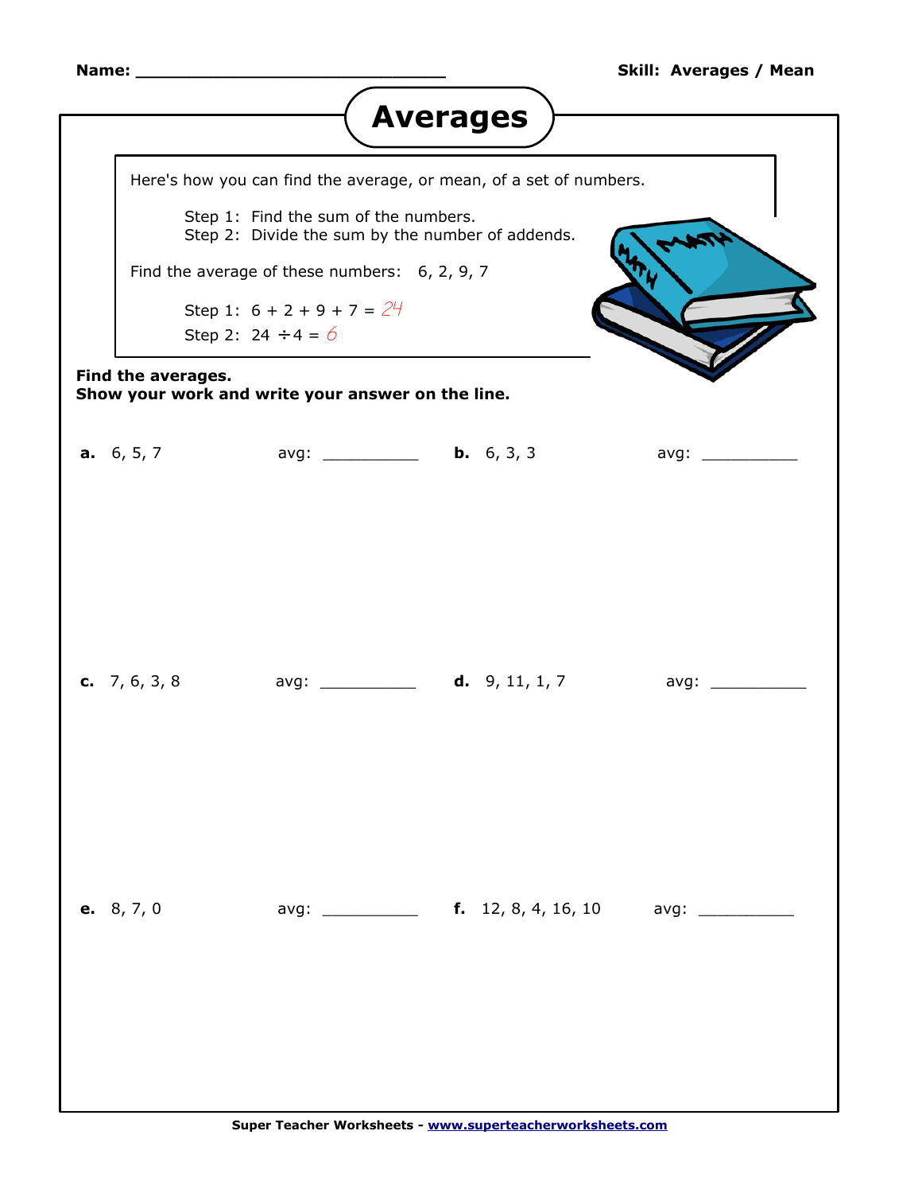Name: ______________________________ **Skill: Averages / Mean**

# Averages

Here's how you can find the average, or mean, of a set of numbers.

Step 1: Find the sum of the numbers.
Step 2: Divide the sum by the number of addends.

Find the average of these numbers: 6, 2, 9, 7

Step 1: 6 + 2 + 9 + 7 = 24
Step 2: 24 ÷ 4 = 6

**Find the averages.**
**Show your work and write your answer on the line.**

**a.** 6, 5, 7 avg: __________

**b.** 6, 3, 3 avg: __________

**c.** 7, 6, 3, 8 avg: __________

**d.** 9, 11, 1, 7 avg: __________

**e.** 8, 7, 0 avg: __________

**f.** 12, 8, 4, 16, 10 avg: __________

**Super Teacher Worksheets - www.superteacherworksheets.com**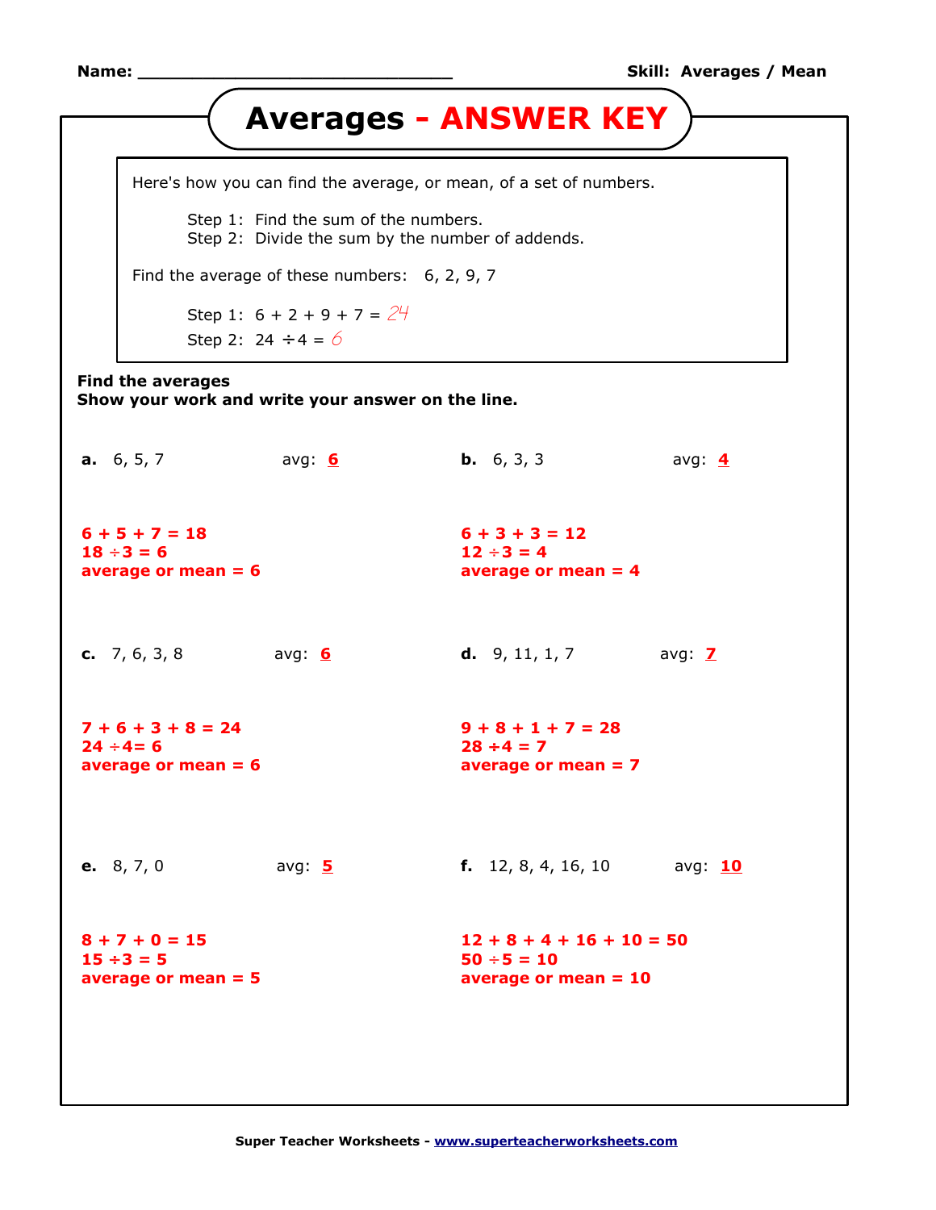Name: ______________________________ **Skill: Averages / Mean**

# Averages - ANSWER KEY

Here's how you can find the average, or mean, of a set of numbers.

Step 1: Find the sum of the numbers.
Step 2: Divide the sum by the number of addends.

Find the average of these numbers: 6, 2, 9, 7

Step 1: 6 + 2 + 9 + 7 = 24
Step 2: 24 ÷ 4 = 6

**Find the averages**
**Show your work and write your answer on the line.**

**a.** 6, 5, 7 avg: **6**

**6 + 5 + 7 = 18**
**18 ÷ 3 = 6**
**average or mean = 6**

**b.** 6, 3, 3 avg: **4**

**6 + 3 + 3 = 12**
**12 ÷ 3 = 4**
**average or mean = 4**

**c.** 7, 6, 3, 8 avg: **6**

**7 + 6 + 3 + 8 = 24**
**24 ÷ 4 = 6**
**average or mean = 6**

**d.** 9, 11, 1, 7 avg: **7**

**9 + 8 + 1 + 7 = 28**
**28 ÷ 4 = 7**
**average or mean = 7**

**e.** 8, 7, 0 avg: **5**

**8 + 7 + 0 = 15**
**15 ÷ 3 = 5**
**average or mean = 5**

**f.** 12, 8, 4, 16, 10 avg: **10**

**12 + 8 + 4 + 16 + 10 = 50**
**50 ÷ 5 = 10**
**average or mean = 10**

**Super Teacher Worksheets - www.superteacherworksheets.com**